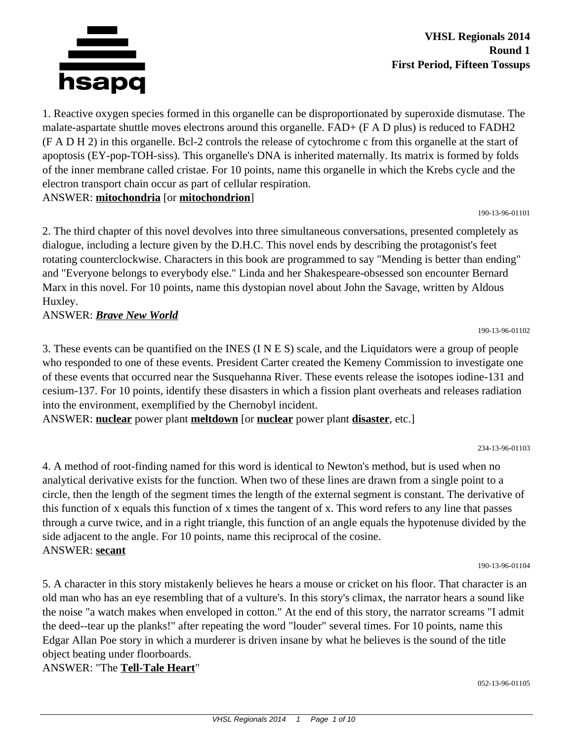**VHSL Regionals 2014**
**Round 1**
**First Period, Fifteen Tossups**

1. Reactive oxygen species formed in this organelle can be disproportionated by superoxide dismutase. The malate-aspartate shuttle moves electrons around this organelle. FAD+ (F A D plus) is reduced to FADH2 (F A D H 2) in this organelle. Bcl-2 controls the release of cytochrome c from this organelle at the start of apoptosis (EY-pop-TOH-siss). This organelle's DNA is inherited maternally. Its matrix is formed by folds of the inner membrane called cristae. For 10 points, name this organelle in which the Krebs cycle and the electron transport chain occur as part of cellular respiration.
ANSWER: **mitochondria** [or **mitochondrion**]

190-13-96-01101

2. The third chapter of this novel devolves into three simultaneous conversations, presented completely as dialogue, including a lecture given by the D.H.C. This novel ends by describing the protagonist's feet rotating counterclockwise. Characters in this book are programmed to say "Mending is better than ending" and "Everyone belongs to everybody else." Linda and her Shakespeare-obsessed son encounter Bernard Marx in this novel. For 10 points, name this dystopian novel about John the Savage, written by Aldous Huxley.
ANSWER: ***Brave New World***

190-13-96-01102

3. These events can be quantified on the INES (I N E S) scale, and the Liquidators were a group of people who responded to one of these events. President Carter created the Kemeny Commission to investigate one of these events that occurred near the Susquehanna River. These events release the isotopes iodine-131 and cesium-137. For 10 points, identify these disasters in which a fission plant overheats and releases radiation into the environment, exemplified by the Chernobyl incident.
ANSWER: **nuclear** power plant **meltdown** [or **nuclear** power plant **disaster**, etc.]

234-13-96-01103

4. A method of root-finding named for this word is identical to Newton's method, but is used when no analytical derivative exists for the function. When two of these lines are drawn from a single point to a circle, then the length of the segment times the length of the external segment is constant. The derivative of this function of x equals this function of x times the tangent of x. This word refers to any line that passes through a curve twice, and in a right triangle, this function of an angle equals the hypotenuse divided by the side adjacent to the angle. For 10 points, name this reciprocal of the cosine.
ANSWER: **secant**

190-13-96-01104

5. A character in this story mistakenly believes he hears a mouse or cricket on his floor. That character is an old man who has an eye resembling that of a vulture's. In this story's climax, the narrator hears a sound like the noise "a watch makes when enveloped in cotton." At the end of this story, the narrator screams "I admit the deed--tear up the planks!" after repeating the word "louder" several times. For 10 points, name this Edgar Allan Poe story in which a murderer is driven insane by what he believes is the sound of the title object beating under floorboards.
ANSWER: "The **Tell-Tale Heart**"

052-13-96-01105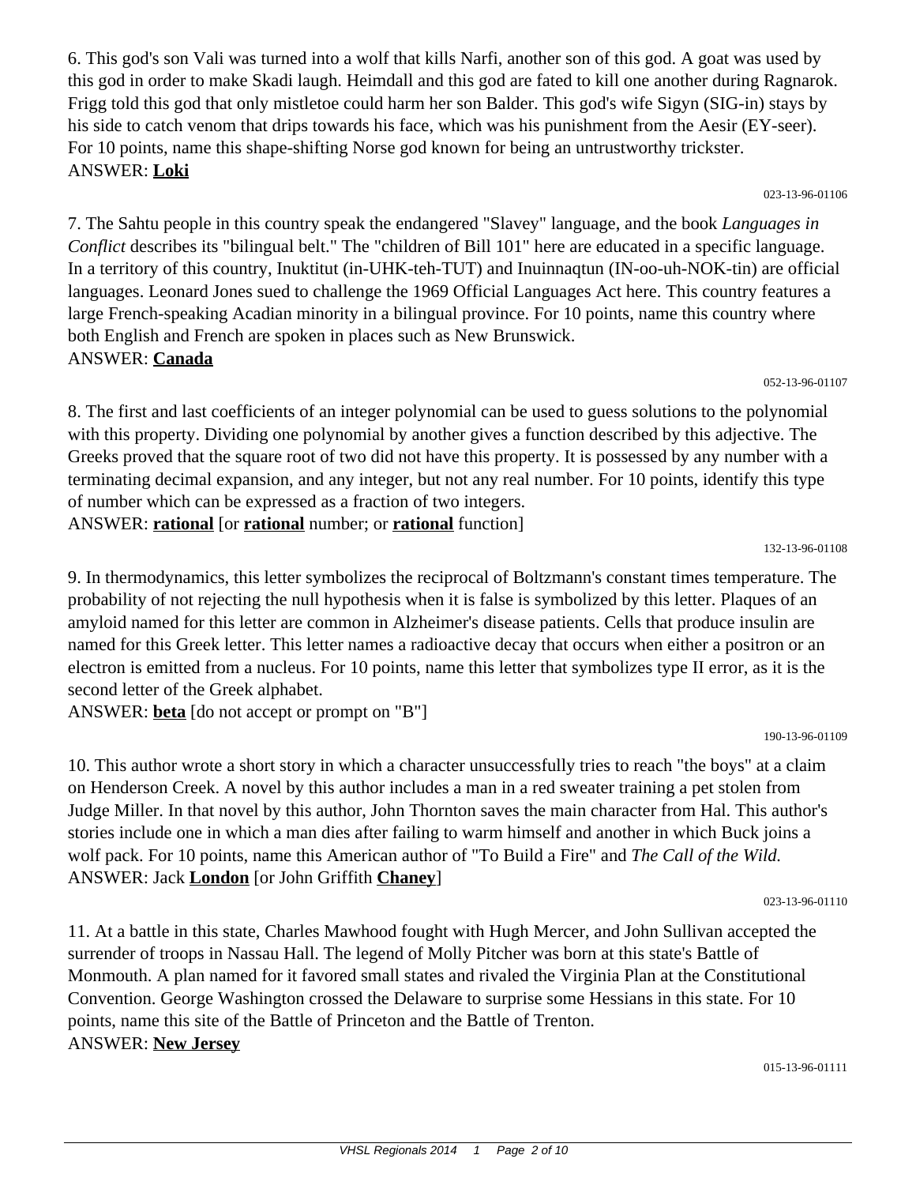6. This god's son Vali was turned into a wolf that kills Narfi, another son of this god. A goat was used by this god in order to make Skadi laugh. Heimdall and this god are fated to kill one another during Ragnarok. Frigg told this god that only mistletoe could harm her son Balder. This god's wife Sigyn (SIG-in) stays by his side to catch venom that drips towards his face, which was his punishment from the Aesir (EY-seer). For 10 points, name this shape-shifting Norse god known for being an untrustworthy trickster.
ANSWER: **Loki**

023-13-96-01106

7. The Sahtu people in this country speak the endangered "Slavey" language, and the book *Languages in Conflict* describes its "bilingual belt." The "children of Bill 101" here are educated in a specific language. In a territory of this country, Inuktitut (in-UHK-teh-TUT) and Inuinnaqtun (IN-oo-uh-NOK-tin) are official languages. Leonard Jones sued to challenge the 1969 Official Languages Act here. This country features a large French-speaking Acadian minority in a bilingual province. For 10 points, name this country where both English and French are spoken in places such as New Brunswick.
ANSWER: **Canada**

052-13-96-01107

8. The first and last coefficients of an integer polynomial can be used to guess solutions to the polynomial with this property. Dividing one polynomial by another gives a function described by this adjective. The Greeks proved that the square root of two did not have this property. It is possessed by any number with a terminating decimal expansion, and any integer, but not any real number. For 10 points, identify this type of number which can be expressed as a fraction of two integers.
ANSWER: **rational** [or **rational** number; or **rational** function]

132-13-96-01108

9. In thermodynamics, this letter symbolizes the reciprocal of Boltzmann's constant times temperature. The probability of not rejecting the null hypothesis when it is false is symbolized by this letter. Plaques of an amyloid named for this letter are common in Alzheimer's disease patients. Cells that produce insulin are named for this Greek letter. This letter names a radioactive decay that occurs when either a positron or an electron is emitted from a nucleus. For 10 points, name this letter that symbolizes type II error, as it is the second letter of the Greek alphabet.
ANSWER: **beta** [do not accept or prompt on "B"]

190-13-96-01109

10. This author wrote a short story in which a character unsuccessfully tries to reach "the boys" at a claim on Henderson Creek. A novel by this author includes a man in a red sweater training a pet stolen from Judge Miller. In that novel by this author, John Thornton saves the main character from Hal. This author's stories include one in which a man dies after failing to warm himself and another in which Buck joins a wolf pack. For 10 points, name this American author of "To Build a Fire" and *The Call of the Wild.*
ANSWER: Jack **London** [or John Griffith **Chaney**]

023-13-96-01110

11. At a battle in this state, Charles Mawhood fought with Hugh Mercer, and John Sullivan accepted the surrender of troops in Nassau Hall. The legend of Molly Pitcher was born at this state's Battle of Monmouth. A plan named for it favored small states and rivaled the Virginia Plan at the Constitutional Convention. George Washington crossed the Delaware to surprise some Hessians in this state. For 10 points, name this site of the Battle of Princeton and the Battle of Trenton.
ANSWER: **New Jersey**

015-13-96-01111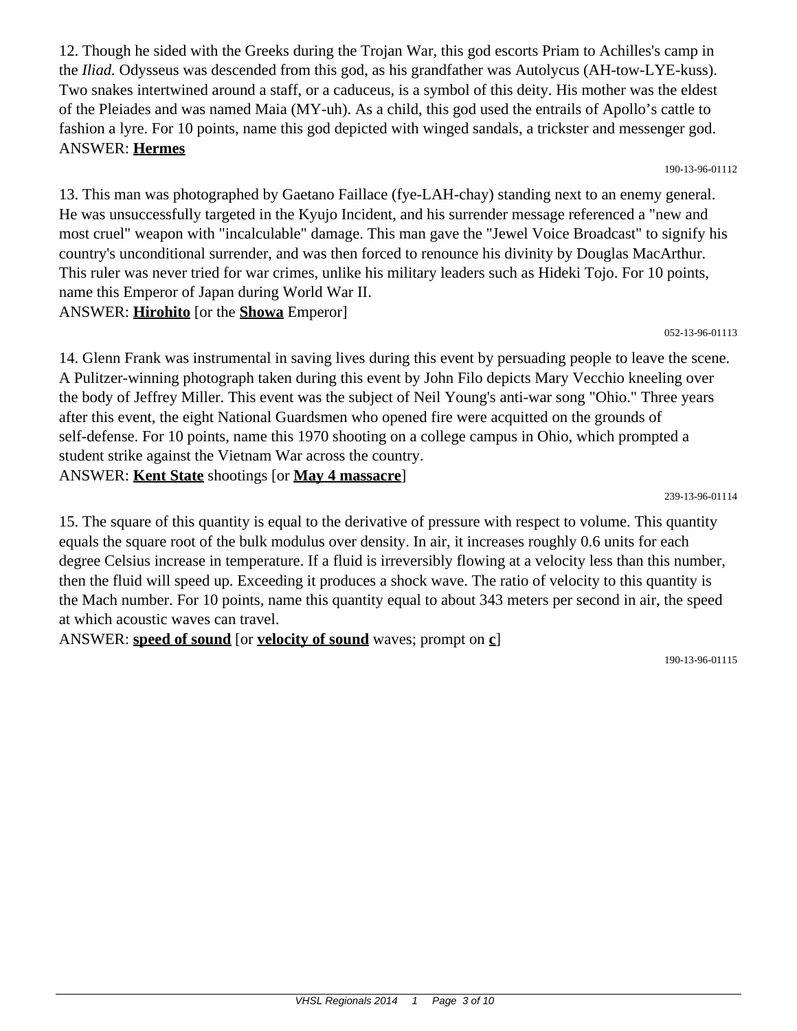12. Though he sided with the Greeks during the Trojan War, this god escorts Priam to Achilles's camp in the *Iliad.* Odysseus was descended from this god, as his grandfather was Autolycus (AH-tow-LYE-kuss). Two snakes intertwined around a staff, or a caduceus, is a symbol of this deity. His mother was the eldest of the Pleiades and was named Maia (MY-uh). As a child, this god used the entrails of Apollo's cattle to fashion a lyre. For 10 points, name this god depicted with winged sandals, a trickster and messenger god.
ANSWER: **Hermes**

190-13-96-01112

13. This man was photographed by Gaetano Faillace (fye-LAH-chay) standing next to an enemy general. He was unsuccessfully targeted in the Kyujo Incident, and his surrender message referenced a "new and most cruel" weapon with "incalculable" damage. This man gave the "Jewel Voice Broadcast" to signify his country's unconditional surrender, and was then forced to renounce his divinity by Douglas MacArthur. This ruler was never tried for war crimes, unlike his military leaders such as Hideki Tojo. For 10 points, name this Emperor of Japan during World War II.
ANSWER: **Hirohito** [or the **Showa** Emperor]

052-13-96-01113

14. Glenn Frank was instrumental in saving lives during this event by persuading people to leave the scene. A Pulitzer-winning photograph taken during this event by John Filo depicts Mary Vecchio kneeling over the body of Jeffrey Miller. This event was the subject of Neil Young's anti-war song "Ohio." Three years after this event, the eight National Guardsmen who opened fire were acquitted on the grounds of self-defense. For 10 points, name this 1970 shooting on a college campus in Ohio, which prompted a student strike against the Vietnam War across the country.
ANSWER: **Kent State** shootings [or **May 4 massacre**]

239-13-96-01114

15. The square of this quantity is equal to the derivative of pressure with respect to volume. This quantity equals the square root of the bulk modulus over density. In air, it increases roughly 0.6 units for each degree Celsius increase in temperature. If a fluid is irreversibly flowing at a velocity less than this number, then the fluid will speed up. Exceeding it produces a shock wave. The ratio of velocity to this quantity is the Mach number. For 10 points, name this quantity equal to about 343 meters per second in air, the speed at which acoustic waves can travel.
ANSWER: **speed of sound** [or **velocity of sound** waves; prompt on **c**]

190-13-96-01115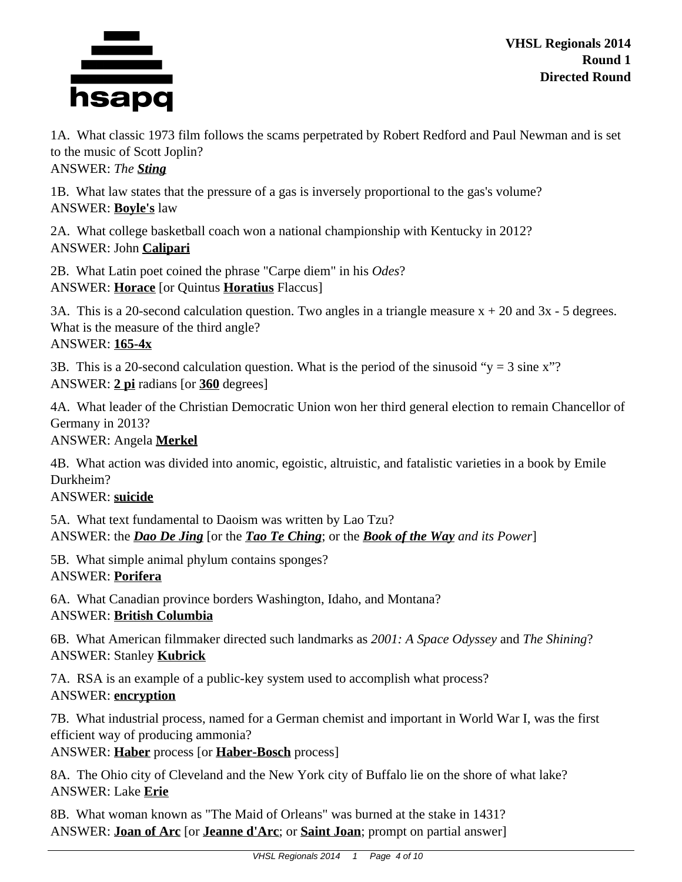**VHSL Regionals 2014**
**Round 1**
**Directed Round**

1A. What classic 1973 film follows the scams perpetrated by Robert Redford and Paul Newman and is set to the music of Scott Joplin?
ANSWER: *The* ***Sting***

1B. What law states that the pressure of a gas is inversely proportional to the gas's volume?
ANSWER: **Boyle's** law

2A. What college basketball coach won a national championship with Kentucky in 2012?
ANSWER: John **Calipari**

2B. What Latin poet coined the phrase "Carpe diem" in his *Odes*?
ANSWER: **Horace** [or Quintus **Horatius** Flaccus]

3A. This is a 20-second calculation question. Two angles in a triangle measure $x + 20$ and $3x - 5$ degrees. What is the measure of the third angle?
ANSWER: **$165-4x$**

3B. This is a 20-second calculation question. What is the period of the sinusoid "$y = 3$ sine $x$"?
ANSWER: **2 pi** radians [or **360** degrees]

4A. What leader of the Christian Democratic Union won her third general election to remain Chancellor of Germany in 2013?
ANSWER: Angela **Merkel**

4B. What action was divided into anomic, egoistic, altruistic, and fatalistic varieties in a book by Emile Durkheim?
ANSWER: **suicide**

5A. What text fundamental to Daoism was written by Lao Tzu?
ANSWER: the ***Dao De Jing*** [or the ***Tao Te Ching***; or the ***Book of the Way*** *and its Power*]

5B. What simple animal phylum contains sponges?
ANSWER: **Porifera**

6A. What Canadian province borders Washington, Idaho, and Montana?
ANSWER: **British Columbia**

6B. What American filmmaker directed such landmarks as *2001: A Space Odyssey* and *The Shining*?
ANSWER: Stanley **Kubrick**

7A. RSA is an example of a public-key system used to accomplish what process?
ANSWER: **encryption**

7B. What industrial process, named for a German chemist and important in World War I, was the first efficient way of producing ammonia?
ANSWER: **Haber** process [or **Haber-Bosch** process]

8A. The Ohio city of Cleveland and the New York city of Buffalo lie on the shore of what lake?
ANSWER: Lake **Erie**

8B. What woman known as "The Maid of Orleans" was burned at the stake in 1431?
ANSWER: **Joan of Arc** [or **Jeanne d'Arc**; or **Saint Joan**; prompt on partial answer]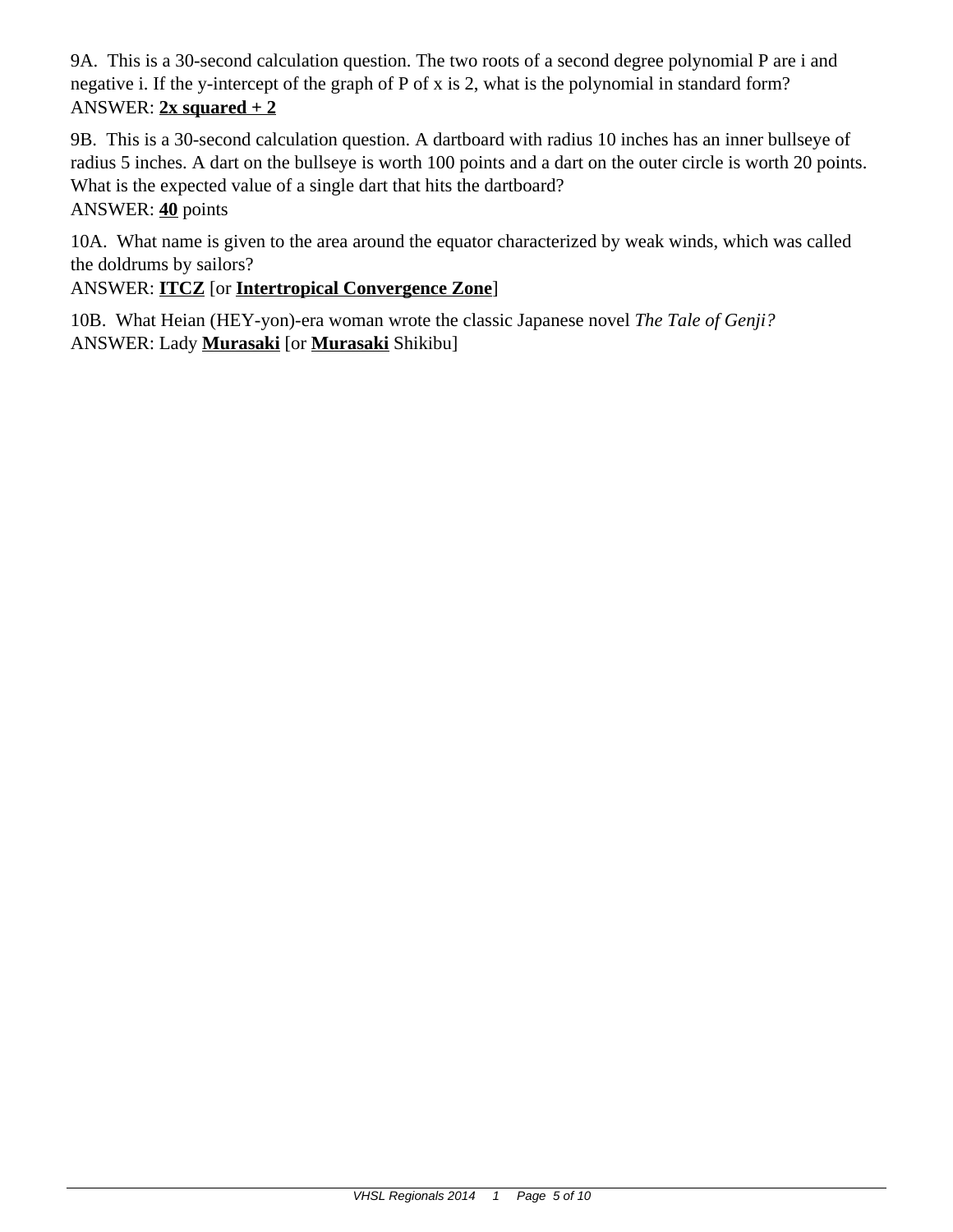9A. This is a 30-second calculation question. The two roots of a second degree polynomial P are i and negative i. If the y-intercept of the graph of P of x is 2, what is the polynomial in standard form?
ANSWER: **2x squared + 2**

9B. This is a 30-second calculation question. A dartboard with radius 10 inches has an inner bullseye of radius 5 inches. A dart on the bullseye is worth 100 points and a dart on the outer circle is worth 20 points. What is the expected value of a single dart that hits the dartboard?
ANSWER: **40** points

10A. What name is given to the area around the equator characterized by weak winds, which was called the doldrums by sailors?
ANSWER: **ITCZ** [or **Intertropical Convergence Zone**]

10B. What Heian (HEY-yon)-era woman wrote the classic Japanese novel *The Tale of Genji?*
ANSWER: Lady **Murasaki** [or **Murasaki** Shikibu]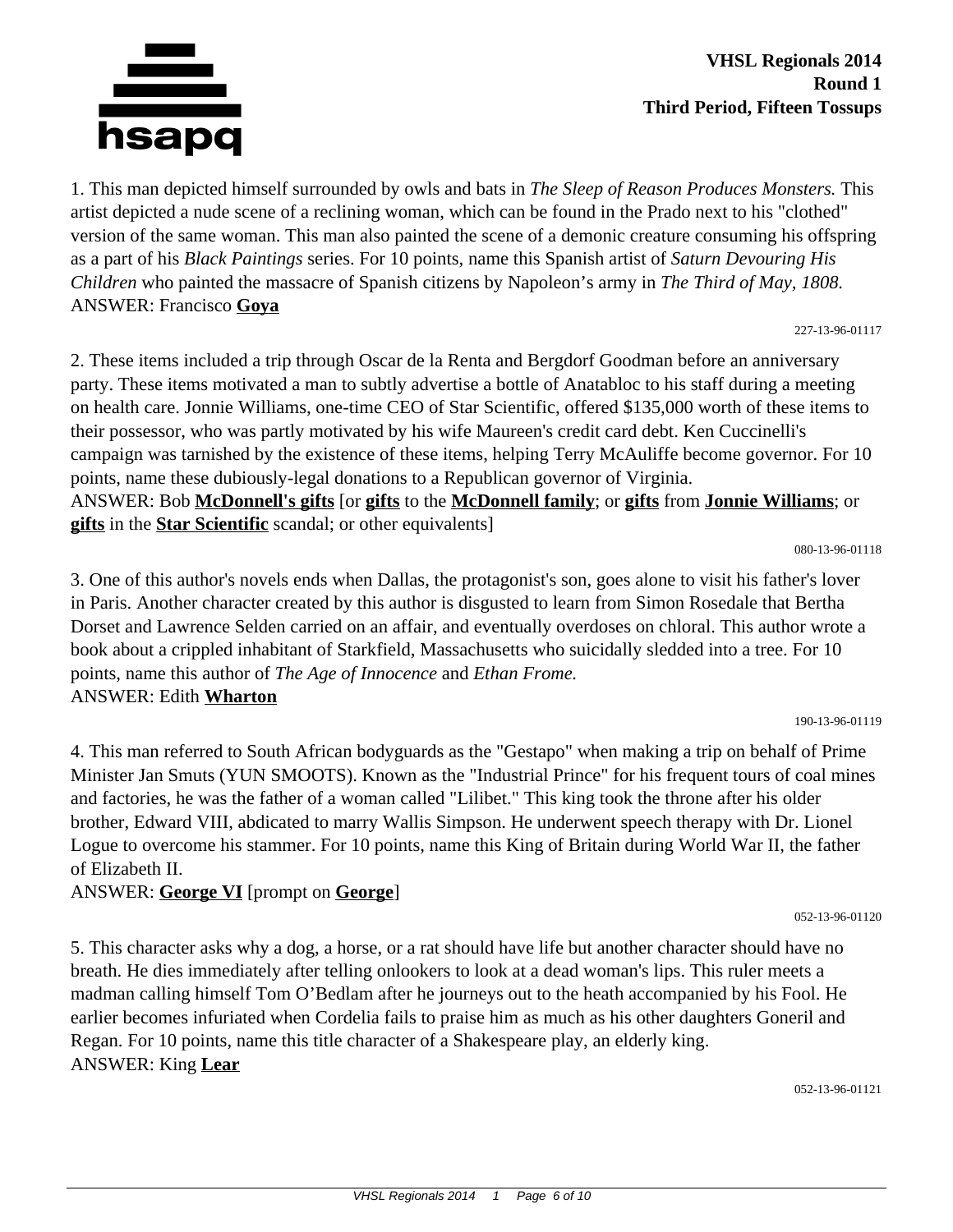**VHSL Regionals 2014**
**Round 1**
**Third Period, Fifteen Tossups**

1. This man depicted himself surrounded by owls and bats in *The Sleep of Reason Produces Monsters.* This artist depicted a nude scene of a reclining woman, which can be found in the Prado next to his "clothed" version of the same woman. This man also painted the scene of a demonic creature consuming his offspring as a part of his *Black Paintings* series. For 10 points, name this Spanish artist of *Saturn Devouring His Children* who painted the massacre of Spanish citizens by Napoleon's army in *The Third of May, 1808.*
ANSWER: Francisco **Goya**

227-13-96-01117

2. These items included a trip through Oscar de la Renta and Bergdorf Goodman before an anniversary party. These items motivated a man to subtly advertise a bottle of Anatabloc to his staff during a meeting on health care. Jonnie Williams, one-time CEO of Star Scientific, offered $135,000 worth of these items to their possessor, who was partly motivated by his wife Maureen's credit card debt. Ken Cuccinelli's campaign was tarnished by the existence of these items, helping Terry McAuliffe become governor. For 10 points, name these dubiously-legal donations to a Republican governor of Virginia.
ANSWER: Bob **McDonnell's gifts** [or **gifts** to the **McDonnell family**; or **gifts** from **Jonnie Williams**; or **gifts** in the **Star Scientific** scandal; or other equivalents]

080-13-96-01118

3. One of this author's novels ends when Dallas, the protagonist's son, goes alone to visit his father's lover in Paris. Another character created by this author is disgusted to learn from Simon Rosedale that Bertha Dorset and Lawrence Selden carried on an affair, and eventually overdoses on chloral. This author wrote a book about a crippled inhabitant of Starkfield, Massachusetts who suicidally sledded into a tree. For 10 points, name this author of *The Age of Innocence* and *Ethan Frome.*
ANSWER: Edith **Wharton**

190-13-96-01119

4. This man referred to South African bodyguards as the "Gestapo" when making a trip on behalf of Prime Minister Jan Smuts (YUN SMOOTS). Known as the "Industrial Prince" for his frequent tours of coal mines and factories, he was the father of a woman called "Lilibet." This king took the throne after his older brother, Edward VIII, abdicated to marry Wallis Simpson. He underwent speech therapy with Dr. Lionel Logue to overcome his stammer. For 10 points, name this King of Britain during World War II, the father of Elizabeth II.
ANSWER: **George VI** [prompt on **George**]

052-13-96-01120

5. This character asks why a dog, a horse, or a rat should have life but another character should have no breath. He dies immediately after telling onlookers to look at a dead woman's lips. This ruler meets a madman calling himself Tom O'Bedlam after he journeys out to the heath accompanied by his Fool. He earlier becomes infuriated when Cordelia fails to praise him as much as his other daughters Goneril and Regan. For 10 points, name this title character of a Shakespeare play, an elderly king.
ANSWER: King **Lear**

052-13-96-01121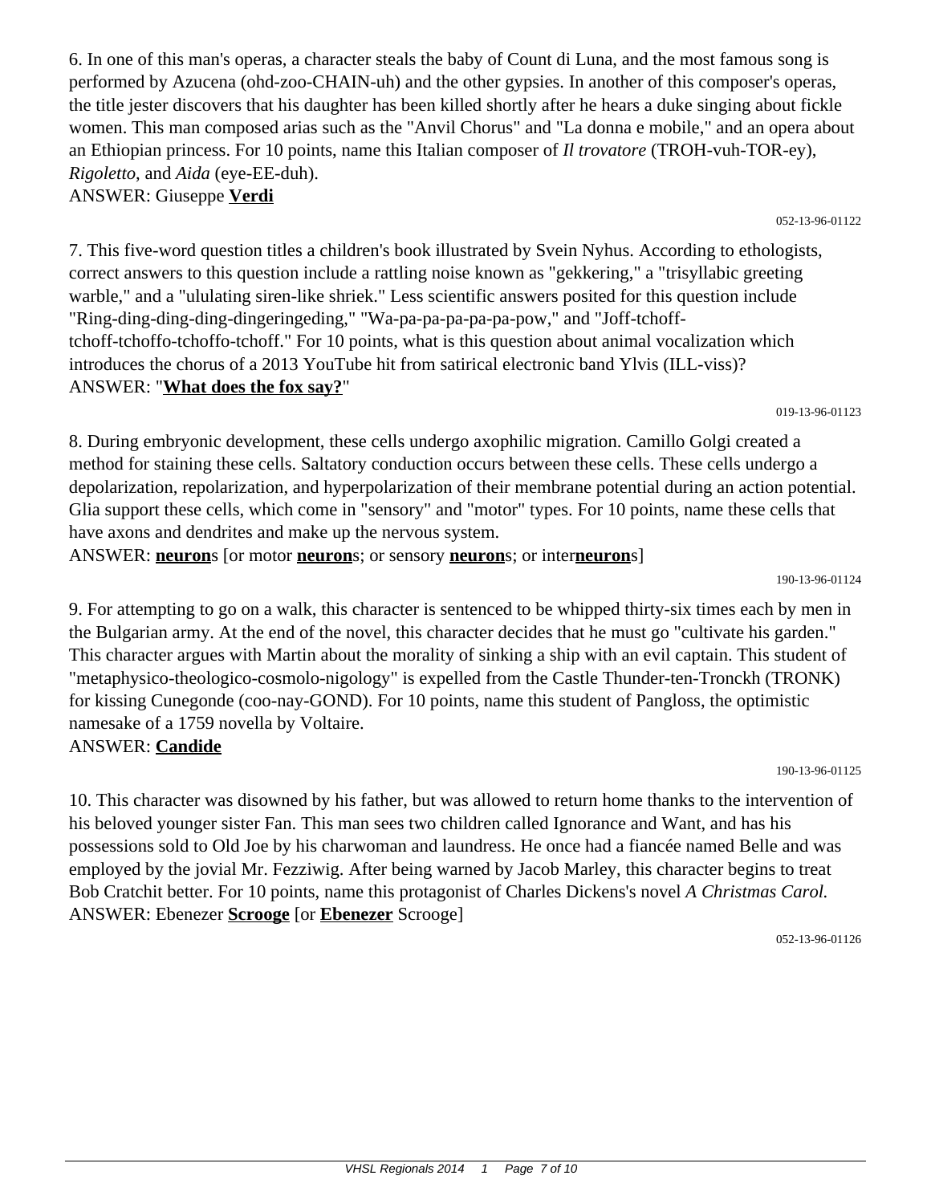6. In one of this man's operas, a character steals the baby of Count di Luna, and the most famous song is performed by Azucena (ohd-zoo-CHAIN-uh) and the other gypsies. In another of this composer's operas, the title jester discovers that his daughter has been killed shortly after he hears a duke singing about fickle women. This man composed arias such as the "Anvil Chorus" and "La donna e mobile," and an opera about an Ethiopian princess. For 10 points, name this Italian composer of *Il trovatore* (TROH-vuh-TOR-ey), *Rigoletto*, and *Aida* (eye-EE-duh).
ANSWER: Giuseppe **Verdi**

052-13-96-01122

7. This five-word question titles a children's book illustrated by Svein Nyhus. According to ethologists, correct answers to this question include a rattling noise known as "gekkering," a "trisyllabic greeting warble," and a "ululating siren-like shriek." Less scientific answers posited for this question include "Ring-ding-ding-ding-dingeringeding," "Wa-pa-pa-pa-pa-pa-pow," and "Joff-tchoff-tchoff-tchoffo-tchoffo-tchoff." For 10 points, what is this question about animal vocalization which introduces the chorus of a 2013 YouTube hit from satirical electronic band Ylvis (ILL-viss)?
ANSWER: "**What does the fox say?**"

019-13-96-01123

8. During embryonic development, these cells undergo axophilic migration. Camillo Golgi created a method for staining these cells. Saltatory conduction occurs between these cells. These cells undergo a depolarization, repolarization, and hyperpolarization of their membrane potential during an action potential. Glia support these cells, which come in "sensory" and "motor" types. For 10 points, name these cells that have axons and dendrites and make up the nervous system.
ANSWER: **neuron**s [or motor **neuron**s; or sensory **neuron**s; or inter**neuron**s]

190-13-96-01124

9. For attempting to go on a walk, this character is sentenced to be whipped thirty-six times each by men in the Bulgarian army. At the end of the novel, this character decides that he must go "cultivate his garden." This character argues with Martin about the morality of sinking a ship with an evil captain. This student of "metaphysico-theologico-cosmolo-nigology" is expelled from the Castle Thunder-ten-Tronckh (TRONK) for kissing Cunegonde (coo-nay-GOND). For 10 points, name this student of Pangloss, the optimistic namesake of a 1759 novella by Voltaire.
ANSWER: **Candide**

190-13-96-01125

10. This character was disowned by his father, but was allowed to return home thanks to the intervention of his beloved younger sister Fan. This man sees two children called Ignorance and Want, and has his possessions sold to Old Joe by his charwoman and laundress. He once had a fiancée named Belle and was employed by the jovial Mr. Fezziwig. After being warned by Jacob Marley, this character begins to treat Bob Cratchit better. For 10 points, name this protagonist of Charles Dickens's novel *A Christmas Carol.*
ANSWER: Ebenezer **Scrooge** [or **Ebenezer** Scrooge]

052-13-96-01126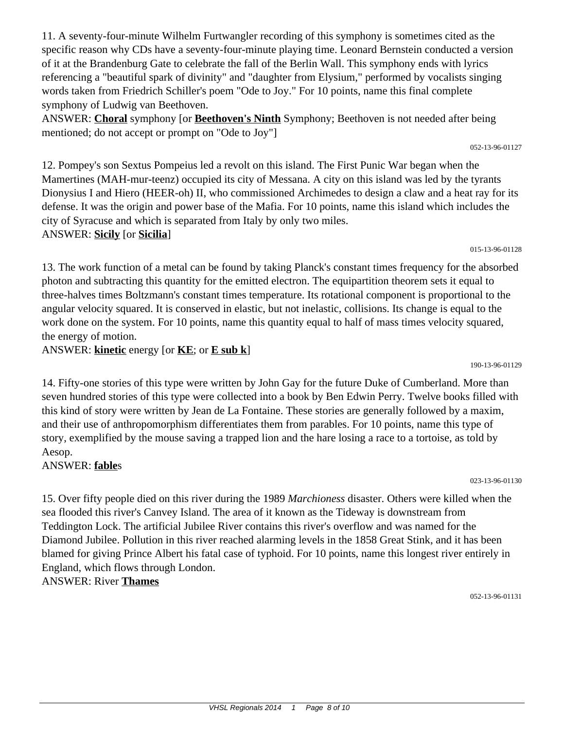11. A seventy-four-minute Wilhelm Furtwangler recording of this symphony is sometimes cited as the specific reason why CDs have a seventy-four-minute playing time. Leonard Bernstein conducted a version of it at the Brandenburg Gate to celebrate the fall of the Berlin Wall. This symphony ends with lyrics referencing a "beautiful spark of divinity" and "daughter from Elysium," performed by vocalists singing words taken from Friedrich Schiller's poem "Ode to Joy." For 10 points, name this final complete symphony of Ludwig van Beethoven.

ANSWER: **Choral** symphony [or **Beethoven's Ninth** Symphony; Beethoven is not needed after being mentioned; do not accept or prompt on "Ode to Joy"]

052-13-96-01127

12. Pompey's son Sextus Pompeius led a revolt on this island. The First Punic War began when the Mamertines (MAH-mur-teenz) occupied its city of Messana. A city on this island was led by the tyrants Dionysius I and Hiero (HEER-oh) II, who commissioned Archimedes to design a claw and a heat ray for its defense. It was the origin and power base of the Mafia. For 10 points, name this island which includes the city of Syracuse and which is separated from Italy by only two miles.

ANSWER: **Sicily** [or **Sicilia**]

015-13-96-01128

13. The work function of a metal can be found by taking Planck's constant times frequency for the absorbed photon and subtracting this quantity for the emitted electron. The equipartition theorem sets it equal to three-halves times Boltzmann's constant times temperature. Its rotational component is proportional to the angular velocity squared. It is conserved in elastic, but not inelastic, collisions. Its change is equal to the work done on the system. For 10 points, name this quantity equal to half of mass times velocity squared, the energy of motion.

ANSWER: **kinetic** energy [or **KE**; or **E sub k**]

190-13-96-01129

14. Fifty-one stories of this type were written by John Gay for the future Duke of Cumberland. More than seven hundred stories of this type were collected into a book by Ben Edwin Perry. Twelve books filled with this kind of story were written by Jean de La Fontaine. These stories are generally followed by a maxim, and their use of anthropomorphism differentiates them from parables. For 10 points, name this type of story, exemplified by the mouse saving a trapped lion and the hare losing a race to a tortoise, as told by Aesop.

ANSWER: **fable**s

023-13-96-01130

15. Over fifty people died on this river during the 1989 *Marchioness* disaster. Others were killed when the sea flooded this river's Canvey Island. The area of it known as the Tideway is downstream from Teddington Lock. The artificial Jubilee River contains this river's overflow and was named for the Diamond Jubilee. Pollution in this river reached alarming levels in the 1858 Great Stink, and it has been blamed for giving Prince Albert his fatal case of typhoid. For 10 points, name this longest river entirely in England, which flows through London.

ANSWER: River **Thames**

052-13-96-01131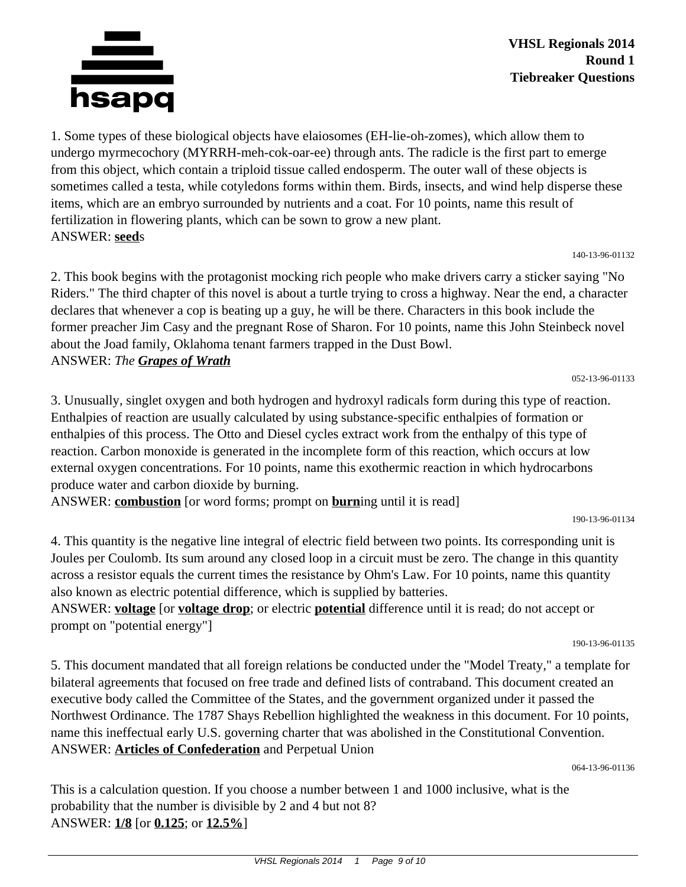**VHSL Regionals 2014**
**Round 1**
**Tiebreaker Questions**

1. Some types of these biological objects have elaiosomes (EH-lie-oh-zomes), which allow them to undergo myrmecochory (MYRRH-meh-cok-oar-ee) through ants. The radicle is the first part to emerge from this object, which contain a triploid tissue called endosperm. The outer wall of these objects is sometimes called a testa, while cotyledons forms within them. Birds, insects, and wind help disperse these items, which are an embryo surrounded by nutrients and a coat. For 10 points, name this result of fertilization in flowering plants, which can be sown to grow a new plant.
ANSWER: **seed**s

140-13-96-01132

2. This book begins with the protagonist mocking rich people who make drivers carry a sticker saying "No Riders." The third chapter of this novel is about a turtle trying to cross a highway. Near the end, a character declares that whenever a cop is beating up a guy, he will be there. Characters in this book include the former preacher Jim Casy and the pregnant Rose of Sharon. For 10 points, name this John Steinbeck novel about the Joad family, Oklahoma tenant farmers trapped in the Dust Bowl.
ANSWER: *The* ***Grapes of Wrath***

052-13-96-01133

3. Unusually, singlet oxygen and both hydrogen and hydroxyl radicals form during this type of reaction. Enthalpies of reaction are usually calculated by using substance-specific enthalpies of formation or enthalpies of this process. The Otto and Diesel cycles extract work from the enthalpy of this type of reaction. Carbon monoxide is generated in the incomplete form of this reaction, which occurs at low external oxygen concentrations. For 10 points, name this exothermic reaction in which hydrocarbons produce water and carbon dioxide by burning.
ANSWER: **combustion** [or word forms; prompt on **burn**ing until it is read]

190-13-96-01134

4. This quantity is the negative line integral of electric field between two points. Its corresponding unit is Joules per Coulomb. Its sum around any closed loop in a circuit must be zero. The change in this quantity across a resistor equals the current times the resistance by Ohm's Law. For 10 points, name this quantity also known as electric potential difference, which is supplied by batteries.
ANSWER: **voltage** [or **voltage drop**; or electric **potential** difference until it is read; do not accept or prompt on "potential energy"]

190-13-96-01135

5. This document mandated that all foreign relations be conducted under the "Model Treaty," a template for bilateral agreements that focused on free trade and defined lists of contraband. This document created an executive body called the Committee of the States, and the government organized under it passed the Northwest Ordinance. The 1787 Shays Rebellion highlighted the weakness in this document. For 10 points, name this ineffectual early U.S. governing charter that was abolished in the Constitutional Convention.
ANSWER: **Articles of Confederation** and Perpetual Union

064-13-96-01136

This is a calculation question. If you choose a number between 1 and 1000 inclusive, what is the probability that the number is divisible by 2 and 4 but not 8?
ANSWER: **1/8** [or **0.125**; or **12.5%**]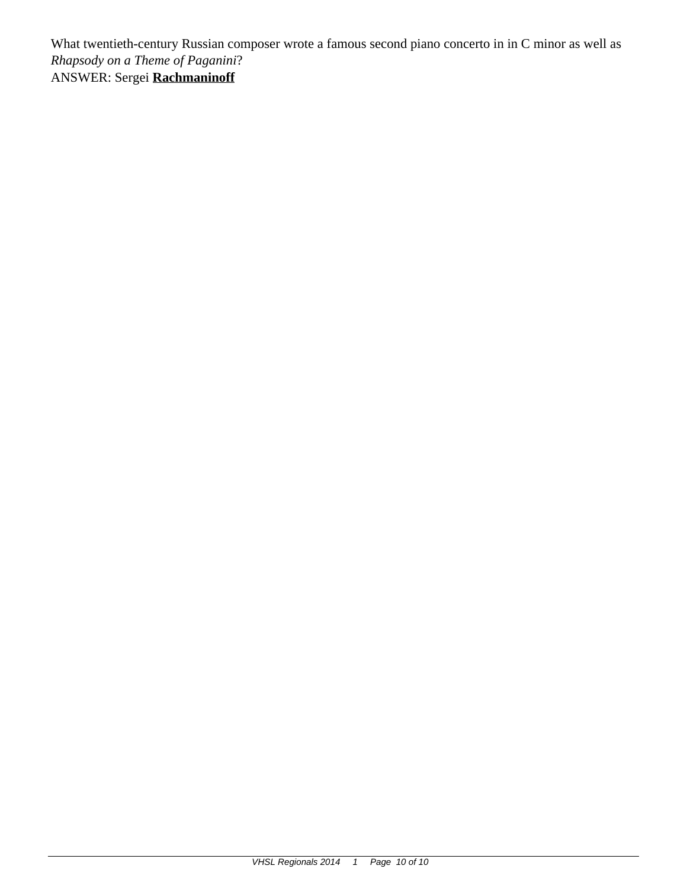What twentieth-century Russian composer wrote a famous second piano concerto in in C minor as well as *Rhapsody on a Theme of Paganini*?
ANSWER: Sergei **Rachmaninoff**